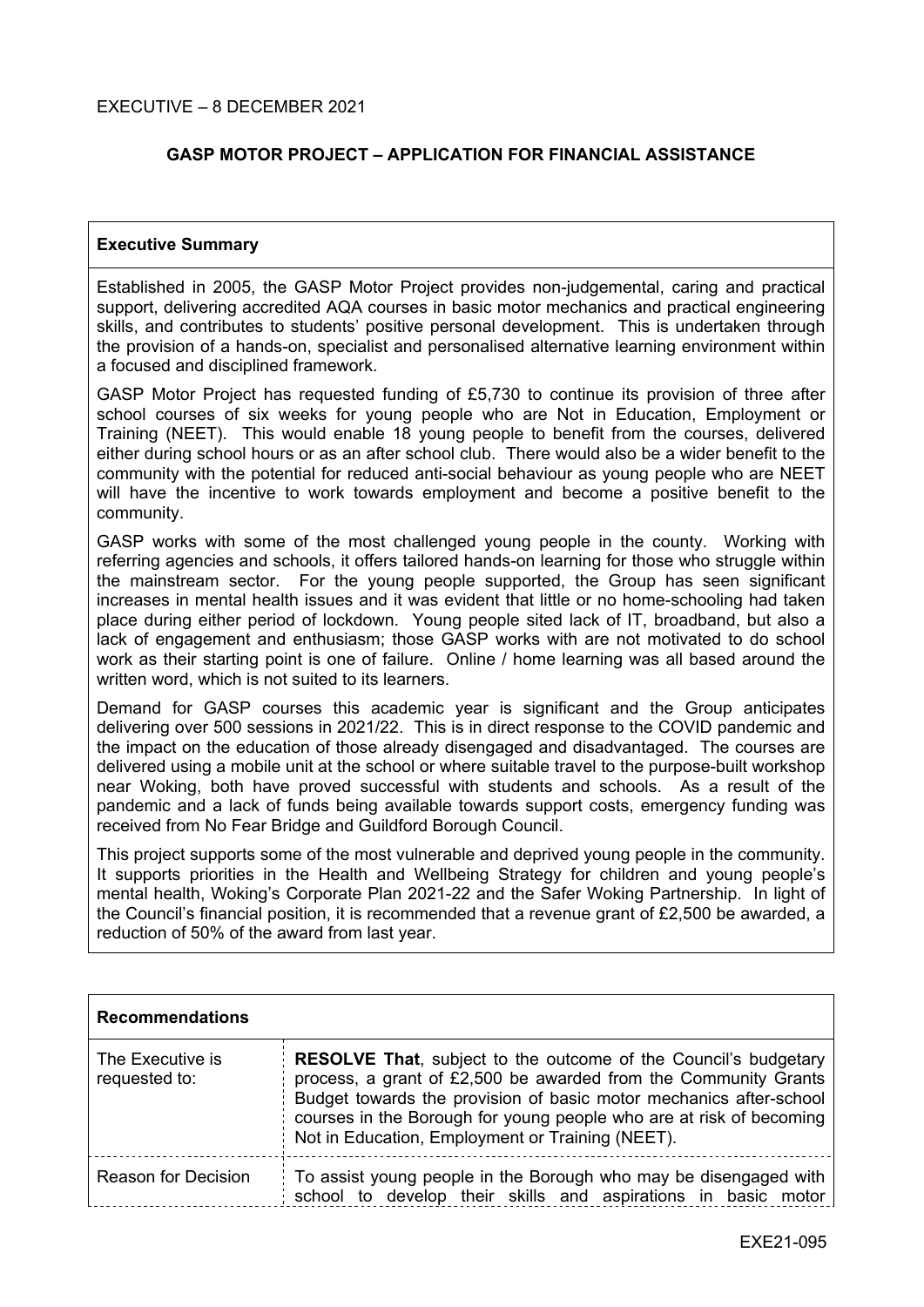EXECUTIVE – 8 DECEMBER 2021

## GASP MOTOR PROJECT – APPLICATION FOR FINANCIAL ASSISTANCE

### Executive Summary

Established in 2005, the GASP Motor Project provides non-judgemental, caring and practical support, delivering accredited AQA courses in basic motor mechanics and practical engineering skills, and contributes to students' positive personal development. This is undertaken through the provision of a hands-on, specialist and personalised alternative learning environment within a focused and disciplined framework.

GASP Motor Project has requested funding of £5,730 to continue its provision of three after school courses of six weeks for young people who are Not in Education, Employment or Training (NEET). This would enable 18 young people to benefit from the courses, delivered either during school hours or as an after school club. There would also be a wider benefit to the community with the potential for reduced anti-social behaviour as young people who are NEET will have the incentive to work towards employment and become a positive benefit to the community.

GASP works with some of the most challenged young people in the county. Working with referring agencies and schools, it offers tailored hands-on learning for those who struggle within the mainstream sector. For the young people supported, the Group has seen significant increases in mental health issues and it was evident that little or no home-schooling had taken place during either period of lockdown. Young people sited lack of IT, broadband, but also a lack of engagement and enthusiasm; those GASP works with are not motivated to do school work as their starting point is one of failure. Online / home learning was all based around the written word, which is not suited to its learners.

Demand for GASP courses this academic year is significant and the Group anticipates delivering over 500 sessions in 2021/22. This is in direct response to the COVID pandemic and the impact on the education of those already disengaged and disadvantaged. The courses are delivered using a mobile unit at the school or where suitable travel to the purpose-built workshop near Woking, both have proved successful with students and schools. As a result of the pandemic and a lack of funds being available towards support costs, emergency funding was received from No Fear Bridge and Guildford Borough Council.

This project supports some of the most vulnerable and deprived young people in the community. It supports priorities in the Health and Wellbeing Strategy for children and young people's mental health, Woking's Corporate Plan 2021-22 and the Safer Woking Partnership. In light of the Council's financial position, it is recommended that a revenue grant of £2,500 be awarded, a reduction of 50% of the award from last year.

### Recommendations

| | |
|---|---|
| The Executive is requested to: | **RESOLVE That**, subject to the outcome of the Council's budgetary process, a grant of £2,500 be awarded from the Community Grants Budget towards the provision of basic motor mechanics after-school courses in the Borough for young people who are at risk of becoming Not in Education, Employment or Training (NEET). |
| Reason for Decision | To assist young people in the Borough who may be disengaged with school to develop their skills and aspirations in basic motor |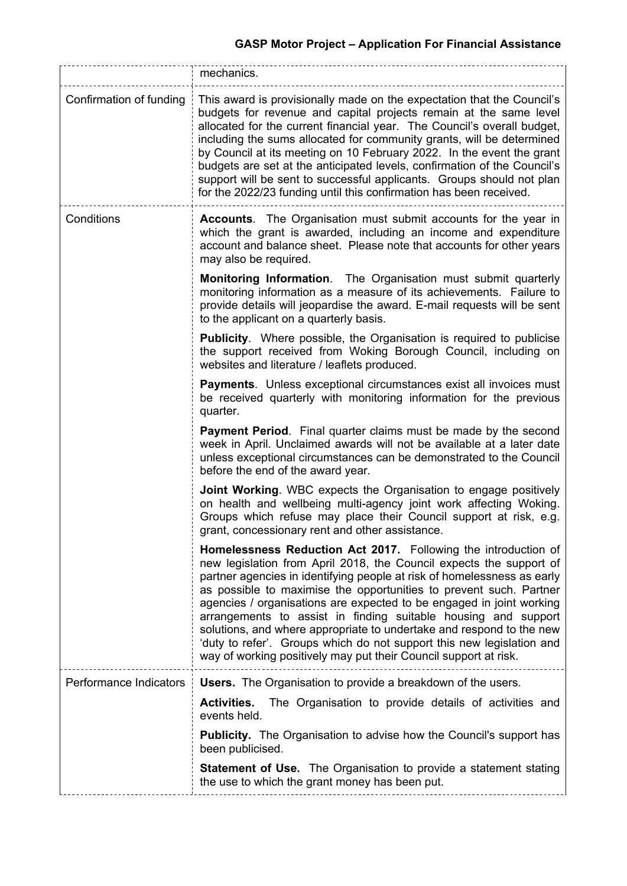| | |
|---|---|
| | mechanics. |
| Confirmation of funding | This award is provisionally made on the expectation that the Council's budgets for revenue and capital projects remain at the same level allocated for the current financial year. The Council's overall budget, including the sums allocated for community grants, will be determined by Council at its meeting on 10 February 2022. In the event the grant budgets are set at the anticipated levels, confirmation of the Council's support will be sent to successful applicants. Groups should not plan for the 2022/23 funding until this confirmation has been received. |
| Conditions | **Accounts**. The Organisation must submit accounts for the year in which the grant is awarded, including an income and expenditure account and balance sheet. Please note that accounts for other years may also be required.<br><br>**Monitoring Information**. The Organisation must submit quarterly monitoring information as a measure of its achievements. Failure to provide details will jeopardise the award. E-mail requests will be sent to the applicant on a quarterly basis.<br><br>**Publicity**. Where possible, the Organisation is required to publicise the support received from Woking Borough Council, including on websites and literature / leaflets produced.<br><br>**Payments**. Unless exceptional circumstances exist all invoices must be received quarterly with monitoring information for the previous quarter.<br><br>**Payment Period**. Final quarter claims must be made by the second week in April. Unclaimed awards will not be available at a later date unless exceptional circumstances can be demonstrated to the Council before the end of the award year.<br><br>**Joint Working**. WBC expects the Organisation to engage positively on health and wellbeing multi-agency joint work affecting Woking. Groups which refuse may place their Council support at risk, e.g. grant, concessionary rent and other assistance.<br><br>**Homelessness Reduction Act 2017.** Following the introduction of new legislation from April 2018, the Council expects the support of partner agencies in identifying people at risk of homelessness as early as possible to maximise the opportunities to prevent such. Partner agencies / organisations are expected to be engaged in joint working arrangements to assist in finding suitable housing and support solutions, and where appropriate to undertake and respond to the new 'duty to refer'. Groups which do not support this new legislation and way of working positively may put their Council support at risk. |
| Performance Indicators | **Users.** The Organisation to provide a breakdown of the users.<br><br>**Activities.** The Organisation to provide details of activities and events held.<br><br>**Publicity.** The Organisation to advise how the Council's support has been publicised.<br><br>**Statement of Use.** The Organisation to provide a statement stating the use to which the grant money has been put. |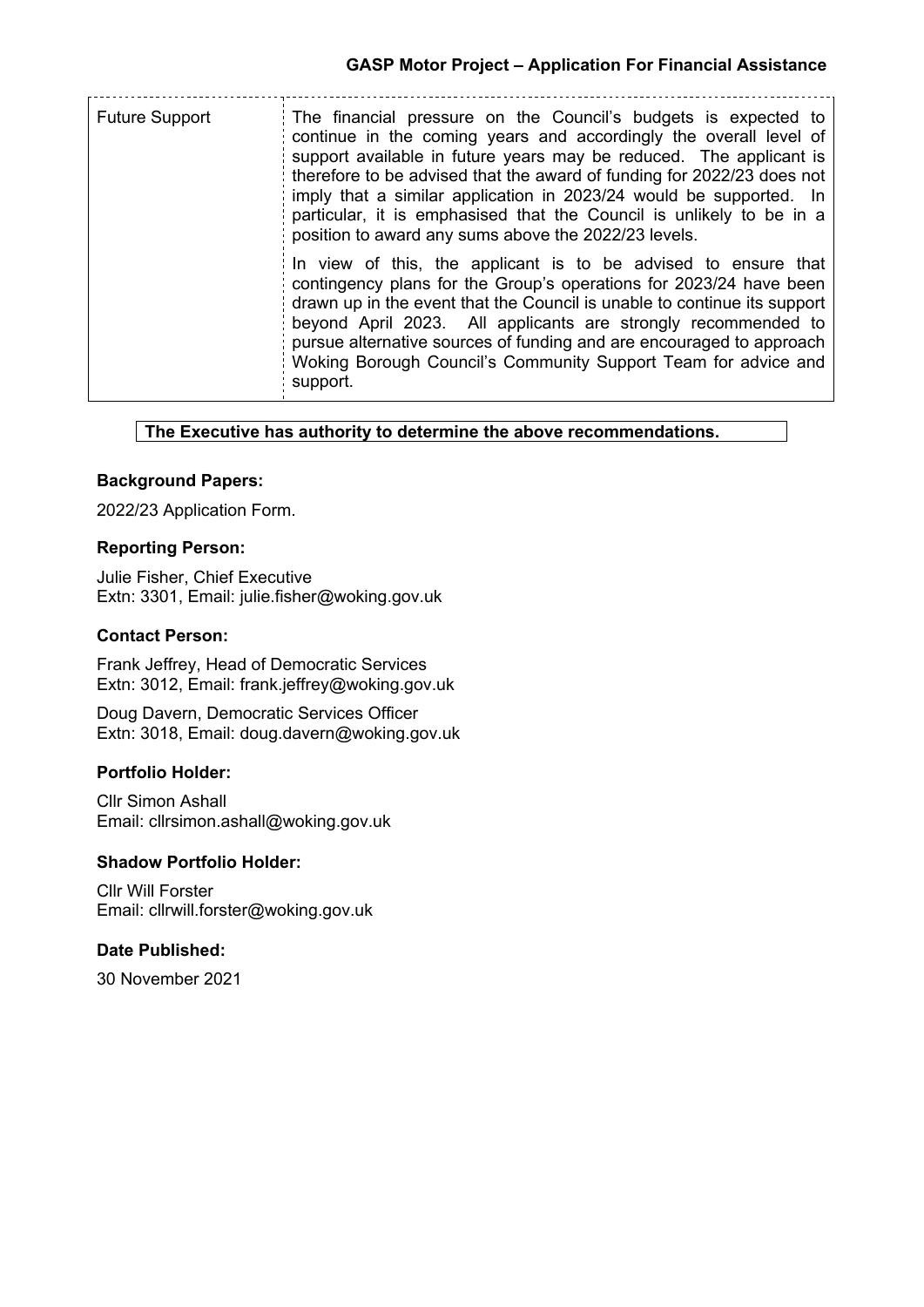| Future Support | The financial pressure on the Council's budgets is expected to continue in the coming years and accordingly the overall level of support available in future years may be reduced. The applicant is therefore to be advised that the award of funding for 2022/23 does not imply that a similar application in 2023/24 would be supported. In particular, it is emphasised that the Council is unlikely to be in a position to award any sums above the 2022/23 levels.<br><br>In view of this, the applicant is to be advised to ensure that contingency plans for the Group's operations for 2023/24 have been drawn up in the event that the Council is unable to continue its support beyond April 2023. All applicants are strongly recommended to pursue alternative sources of funding and are encouraged to approach Woking Borough Council's Community Support Team for advice and support. |
|---|---|

**The Executive has authority to determine the above recommendations.**

### Background Papers:

2022/23 Application Form.

### Reporting Person:

Julie Fisher, Chief Executive
Extn: 3301, Email: julie.fisher@woking.gov.uk

### Contact Person:

Frank Jeffrey, Head of Democratic Services
Extn: 3012, Email: frank.jeffrey@woking.gov.uk

Doug Davern, Democratic Services Officer
Extn: 3018, Email: doug.davern@woking.gov.uk

### Portfolio Holder:

Cllr Simon Ashall
Email: cllrsimon.ashall@woking.gov.uk

### Shadow Portfolio Holder:

Cllr Will Forster
Email: cllrwill.forster@woking.gov.uk

### Date Published:

30 November 2021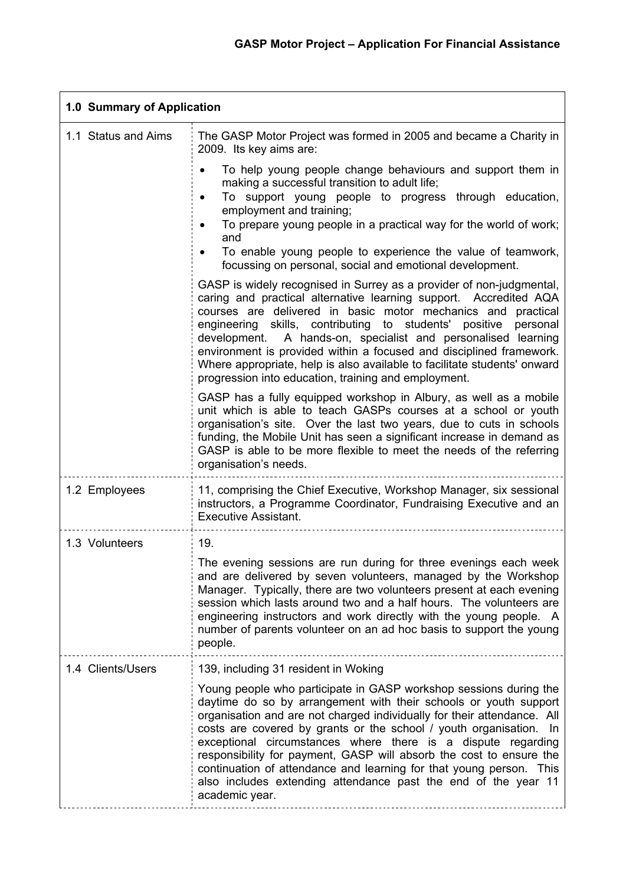| 1.0 Summary of Application | |
|---|---|
| 1.1 Status and Aims | The GASP Motor Project was formed in 2005 and became a Charity in 2009. Its key aims are:<br><ul><li>To help young people change behaviours and support them in making a successful transition to adult life;</li><li>To support young people to progress through education, employment and training;</li><li>To prepare young people in a practical way for the world of work; and</li><li>To enable young people to experience the value of teamwork, focussing on personal, social and emotional development.</li></ul>GASP is widely recognised in Surrey as a provider of non-judgmental, caring and practical alternative learning support. Accredited AQA courses are delivered in basic motor mechanics and practical engineering skills, contributing to students' positive personal development. A hands-on, specialist and personalised learning environment is provided within a focused and disciplined framework. Where appropriate, help is also available to facilitate students' onward progression into education, training and employment.<br><br>GASP has a fully equipped workshop in Albury, as well as a mobile unit which is able to teach GASPs courses at a school or youth organisation's site. Over the last two years, due to cuts in schools funding, the Mobile Unit has seen a significant increase in demand as GASP is able to be more flexible to meet the needs of the referring organisation's needs. |
| 1.2 Employees | 11, comprising the Chief Executive, Workshop Manager, six sessional instructors, a Programme Coordinator, Fundraising Executive and an Executive Assistant. |
| 1.3 Volunteers | 19.<br><br>The evening sessions are run during for three evenings each week and are delivered by seven volunteers, managed by the Workshop Manager. Typically, there are two volunteers present at each evening session which lasts around two and a half hours. The volunteers are engineering instructors and work directly with the young people. A number of parents volunteer on an ad hoc basis to support the young people. |
| 1.4 Clients/Users | 139, including 31 resident in Woking<br><br>Young people who participate in GASP workshop sessions during the daytime do so by arrangement with their schools or youth support organisation and are not charged individually for their attendance. All costs are covered by grants or the school / youth organisation. In exceptional circumstances where there is a dispute regarding responsibility for payment, GASP will absorb the cost to ensure the continuation of attendance and learning for that young person. This also includes extending attendance past the end of the year 11 academic year. |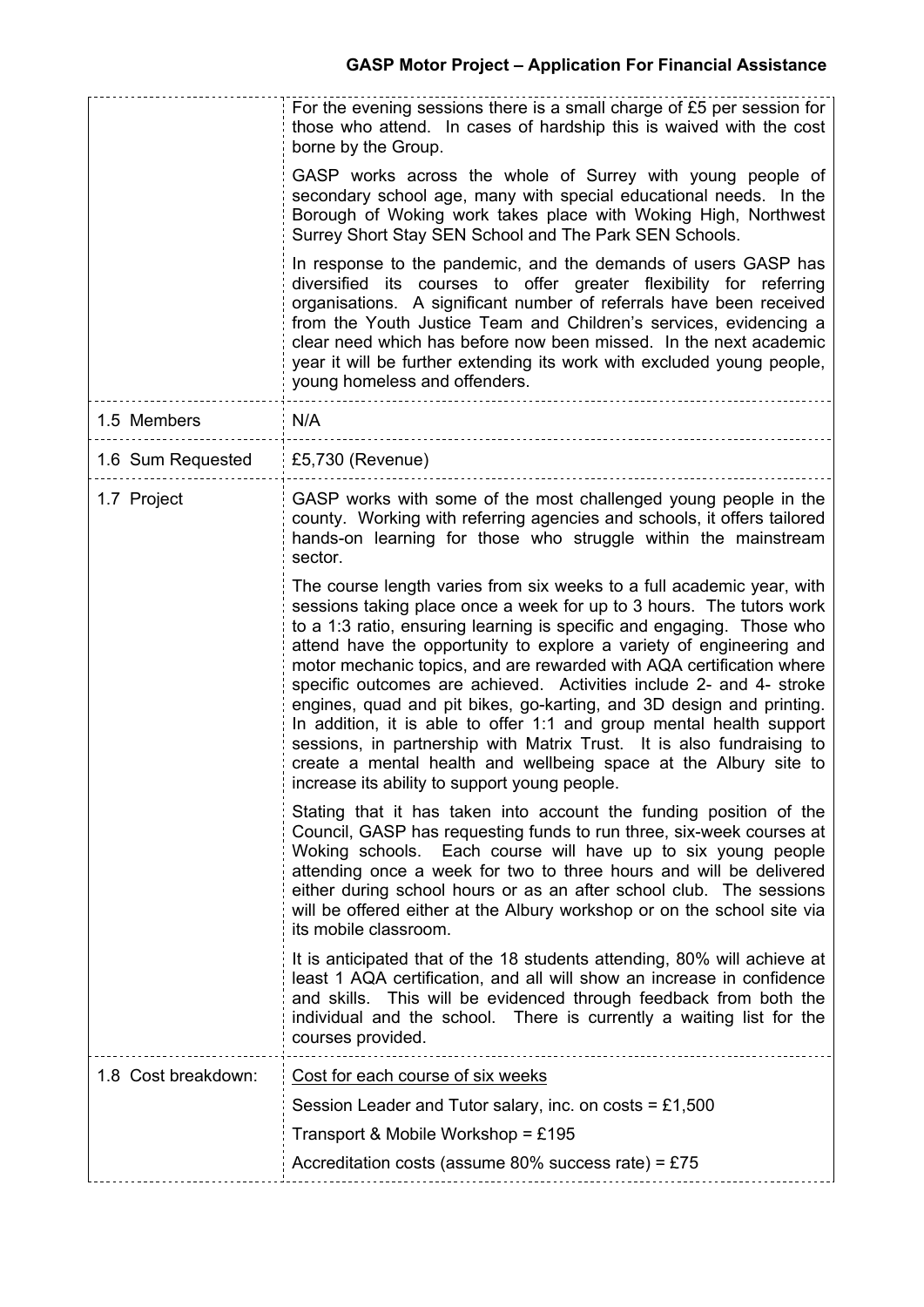| | |
|---|---|
| | For the evening sessions there is a small charge of £5 per session for those who attend. In cases of hardship this is waived with the cost borne by the Group.<br><br>GASP works across the whole of Surrey with young people of secondary school age, many with special educational needs. In the Borough of Woking work takes place with Woking High, Northwest Surrey Short Stay SEN School and The Park SEN Schools.<br><br>In response to the pandemic, and the demands of users GASP has diversified its courses to offer greater flexibility for referring organisations. A significant number of referrals have been received from the Youth Justice Team and Children's services, evidencing a clear need which has before now been missed. In the next academic year it will be further extending its work with excluded young people, young homeless and offenders. |
| 1.5 Members | N/A |
| 1.6 Sum Requested | £5,730 (Revenue) |
| 1.7 Project | GASP works with some of the most challenged young people in the county. Working with referring agencies and schools, it offers tailored hands-on learning for those who struggle within the mainstream sector.<br><br>The course length varies from six weeks to a full academic year, with sessions taking place once a week for up to 3 hours. The tutors work to a 1:3 ratio, ensuring learning is specific and engaging. Those who attend have the opportunity to explore a variety of engineering and motor mechanic topics, and are rewarded with AQA certification where specific outcomes are achieved. Activities include 2- and 4- stroke engines, quad and pit bikes, go-karting, and 3D design and printing. In addition, it is able to offer 1:1 and group mental health support sessions, in partnership with Matrix Trust. It is also fundraising to create a mental health and wellbeing space at the Albury site to increase its ability to support young people.<br><br>Stating that it has taken into account the funding position of the Council, GASP has requesting funds to run three, six-week courses at Woking schools. Each course will have up to six young people attending once a week for two to three hours and will be delivered either during school hours or as an after school club. The sessions will be offered either at the Albury workshop or on the school site via its mobile classroom.<br><br>It is anticipated that of the 18 students attending, 80% will achieve at least 1 AQA certification, and all will show an increase in confidence and skills. This will be evidenced through feedback from both the individual and the school. There is currently a waiting list for the courses provided. |
| 1.8 Cost breakdown: | <u>Cost for each course of six weeks</u><br><br>Session Leader and Tutor salary, inc. on costs = £1,500<br><br>Transport & Mobile Workshop = £195<br><br>Accreditation costs (assume 80% success rate) = £75 |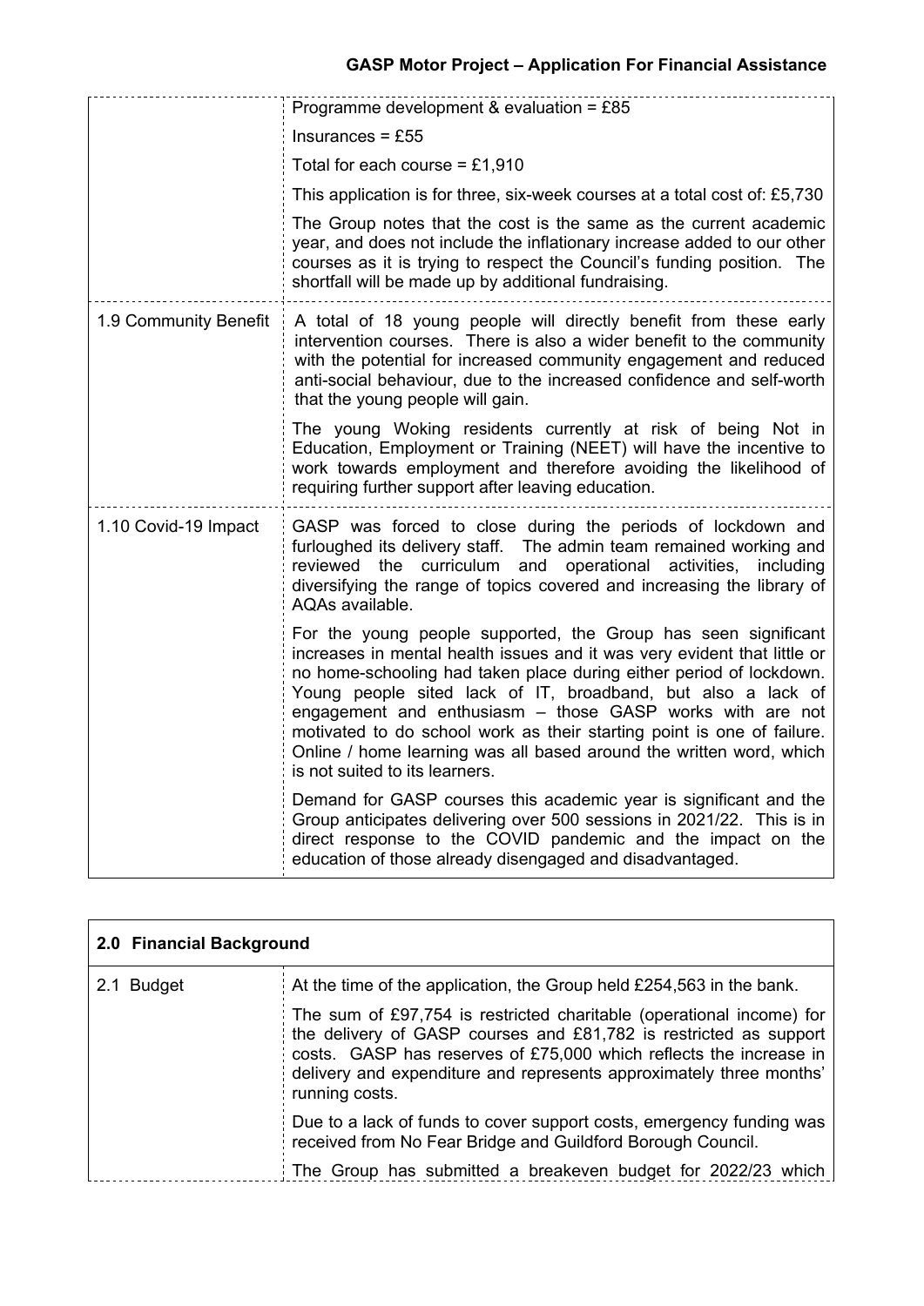| | |
|---|---|
| | Programme development & evaluation = £85<br><br>Insurances = £55<br><br>Total for each course = £1,910<br><br>This application is for three, six-week courses at a total cost of: £5,730<br><br>The Group notes that the cost is the same as the current academic year, and does not include the inflationary increase added to our other courses as it is trying to respect the Council's funding position. The shortfall will be made up by additional fundraising. |
| 1.9 Community Benefit | A total of 18 young people will directly benefit from these early intervention courses. There is also a wider benefit to the community with the potential for increased community engagement and reduced anti-social behaviour, due to the increased confidence and self-worth that the young people will gain.<br><br>The young Woking residents currently at risk of being Not in Education, Employment or Training (NEET) will have the incentive to work towards employment and therefore avoiding the likelihood of requiring further support after leaving education. |
| 1.10 Covid-19 Impact | GASP was forced to close during the periods of lockdown and furloughed its delivery staff. The admin team remained working and reviewed the curriculum and operational activities, including diversifying the range of topics covered and increasing the library of AQAs available.<br><br>For the young people supported, the Group has seen significant increases in mental health issues and it was very evident that little or no home-schooling had taken place during either period of lockdown. Young people sited lack of IT, broadband, but also a lack of engagement and enthusiasm – those GASP works with are not motivated to do school work as their starting point is one of failure. Online / home learning was all based around the written word, which is not suited to its learners.<br><br>Demand for GASP courses this academic year is significant and the Group anticipates delivering over 500 sessions in 2021/22. This is in direct response to the COVID pandemic and the impact on the education of those already disengaged and disadvantaged. |

| **2.0 Financial Background** | |
|---|---|
| 2.1 Budget | At the time of the application, the Group held £254,563 in the bank.<br><br>The sum of £97,754 is restricted charitable (operational income) for the delivery of GASP courses and £81,782 is restricted as support costs. GASP has reserves of £75,000 which reflects the increase in delivery and expenditure and represents approximately three months' running costs.<br><br>Due to a lack of funds to cover support costs, emergency funding was received from No Fear Bridge and Guildford Borough Council.<br><br>The Group has submitted a breakeven budget for 2022/23 which |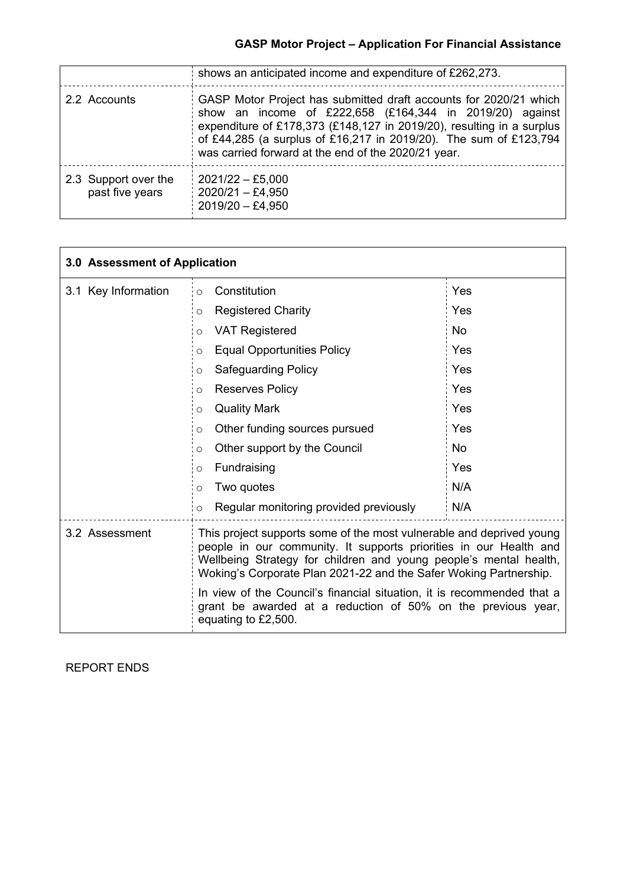| | |
|---|---|
| | shows an anticipated income and expenditure of £262,273. |
| 2.2 Accounts | GASP Motor Project has submitted draft accounts for 2020/21 which show an income of £222,658 (£164,344 in 2019/20) against expenditure of £178,373 (£148,127 in 2019/20), resulting in a surplus of £44,285 (a surplus of £16,217 in 2019/20). The sum of £123,794 was carried forward at the end of the 2020/21 year. |
| 2.3 Support over the past five years | 2021/22 – £5,000<br>2020/21 – £4,950<br>2019/20 – £4,950 |

| **3.0 Assessment of Application** | | |
|---|---|---|
| 3.1 Key Information | Constitution | Yes |
| | Registered Charity | Yes |
| | VAT Registered | No |
| | Equal Opportunities Policy | Yes |
| | Safeguarding Policy | Yes |
| | Reserves Policy | Yes |
| | Quality Mark | Yes |
| | Other funding sources pursued | Yes |
| | Other support by the Council | No |
| | Fundraising | Yes |
| | Two quotes | N/A |
| | Regular monitoring provided previously | N/A |
| 3.2 Assessment | This project supports some of the most vulnerable and deprived young people in our community. It supports priorities in our Health and Wellbeing Strategy for children and young people's mental health, Woking's Corporate Plan 2021-22 and the Safer Woking Partnership.<br><br>In view of the Council's financial situation, it is recommended that a grant be awarded at a reduction of 50% on the previous year, equating to £2,500. | |

REPORT ENDS